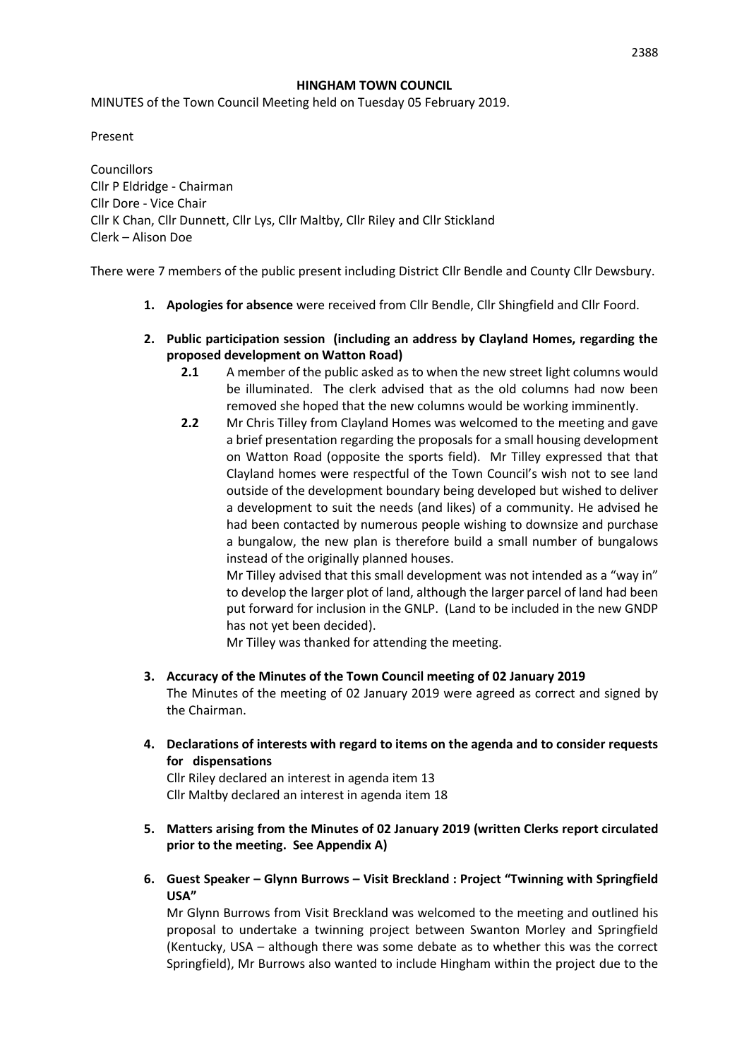# HINGHAM TOWN COUNCIL

MINUTES of the Town Council Meeting held on Tuesday 05 February 2019.

Present

Councillors
Cllr P Eldridge - Chairman
Cllr Dore - Vice Chair
Cllr K Chan, Cllr Dunnett, Cllr Lys, Cllr Maltby, Cllr Riley and Cllr Stickland
Clerk – Alison Doe

There were 7 members of the public present including District Cllr Bendle and County Cllr Dewsbury.

1. **Apologies for absence** were received from Cllr Bendle, Cllr Shingfield and Cllr Foord.

2. **Public participation session (including an address by Clayland Homes, regarding the proposed development on Watton Road)**

   **2.1** A member of the public asked as to when the new street light columns would be illuminated. The clerk advised that as the old columns had now been removed she hoped that the new columns would be working imminently.

   **2.2** Mr Chris Tilley from Clayland Homes was welcomed to the meeting and gave a brief presentation regarding the proposals for a small housing development on Watton Road (opposite the sports field). Mr Tilley expressed that that Clayland homes were respectful of the Town Council's wish not to see land outside of the development boundary being developed but wished to deliver a development to suit the needs (and likes) of a community. He advised he had been contacted by numerous people wishing to downsize and purchase a bungalow, the new plan is therefore build a small number of bungalows instead of the originally planned houses.

   Mr Tilley advised that this small development was not intended as a "way in" to develop the larger plot of land, although the larger parcel of land had been put forward for inclusion in the GNLP. (Land to be included in the new GNDP has not yet been decided).

   Mr Tilley was thanked for attending the meeting.

3. **Accuracy of the Minutes of the Town Council meeting of 02 January 2019**

   The Minutes of the meeting of 02 January 2019 were agreed as correct and signed by the Chairman.

4. **Declarations of interests with regard to items on the agenda and to consider requests for dispensations**

   Cllr Riley declared an interest in agenda item 13
   Cllr Maltby declared an interest in agenda item 18

5. **Matters arising from the Minutes of 02 January 2019 (written Clerks report circulated prior to the meeting. See Appendix A)**

6. **Guest Speaker – Glynn Burrows – Visit Breckland : Project "Twinning with Springfield USA"**

   Mr Glynn Burrows from Visit Breckland was welcomed to the meeting and outlined his proposal to undertake a twinning project between Swanton Morley and Springfield (Kentucky, USA – although there was some debate as to whether this was the correct Springfield), Mr Burrows also wanted to include Hingham within the project due to the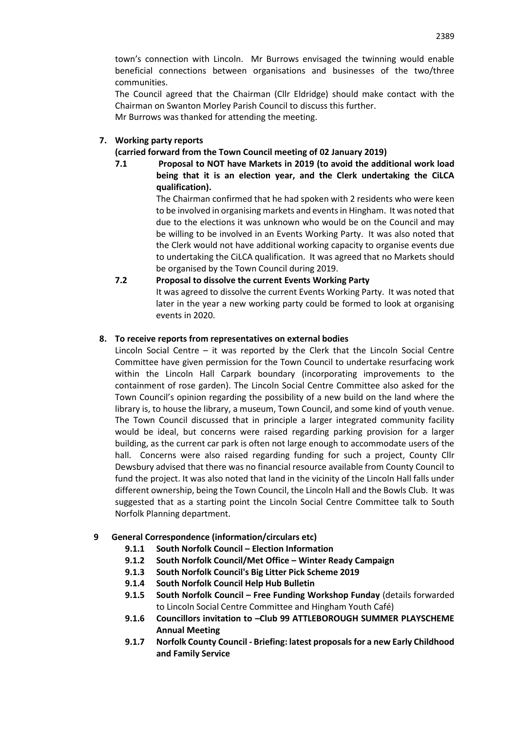town's connection with Lincoln. Mr Burrows envisaged the twinning would enable beneficial connections between organisations and businesses of the two/three communities.

The Council agreed that the Chairman (Cllr Eldridge) should make contact with the Chairman on Swanton Morley Parish Council to discuss this further.

Mr Burrows was thanked for attending the meeting.

**7. Working party reports**

**(carried forward from the Town Council meeting of 02 January 2019)**

**7.1 Proposal to NOT have Markets in 2019 (to avoid the additional work load being that it is an election year, and the Clerk undertaking the CiLCA qualification).**

The Chairman confirmed that he had spoken with 2 residents who were keen to be involved in organising markets and events in Hingham. It was noted that due to the elections it was unknown who would be on the Council and may be willing to be involved in an Events Working Party. It was also noted that the Clerk would not have additional working capacity to organise events due to undertaking the CiLCA qualification. It was agreed that no Markets should be organised by the Town Council during 2019.

**7.2 Proposal to dissolve the current Events Working Party**

It was agreed to dissolve the current Events Working Party. It was noted that later in the year a new working party could be formed to look at organising events in 2020.

**8. To receive reports from representatives on external bodies**

Lincoln Social Centre – it was reported by the Clerk that the Lincoln Social Centre Committee have given permission for the Town Council to undertake resurfacing work within the Lincoln Hall Carpark boundary (incorporating improvements to the containment of rose garden). The Lincoln Social Centre Committee also asked for the Town Council's opinion regarding the possibility of a new build on the land where the library is, to house the library, a museum, Town Council, and some kind of youth venue. The Town Council discussed that in principle a larger integrated community facility would be ideal, but concerns were raised regarding parking provision for a larger building, as the current car park is often not large enough to accommodate users of the hall. Concerns were also raised regarding funding for such a project, County Cllr Dewsbury advised that there was no financial resource available from County Council to fund the project. It was also noted that land in the vicinity of the Lincoln Hall falls under different ownership, being the Town Council, the Lincoln Hall and the Bowls Club. It was suggested that as a starting point the Lincoln Social Centre Committee talk to South Norfolk Planning department.

**9 General Correspondence (information/circulars etc)**

- **9.1.1 South Norfolk Council – Election Information**
- **9.1.2 South Norfolk Council/Met Office – Winter Ready Campaign**
- **9.1.3 South Norfolk Council's Big Litter Pick Scheme 2019**
- **9.1.4 South Norfolk Council Help Hub Bulletin**
- **9.1.5 South Norfolk Council – Free Funding Workshop Funday** (details forwarded to Lincoln Social Centre Committee and Hingham Youth Café)
- **9.1.6 Councillors invitation to –Club 99 ATTLEBOROUGH SUMMER PLAYSCHEME Annual Meeting**
- **9.1.7 Norfolk County Council - Briefing: latest proposals for a new Early Childhood and Family Service**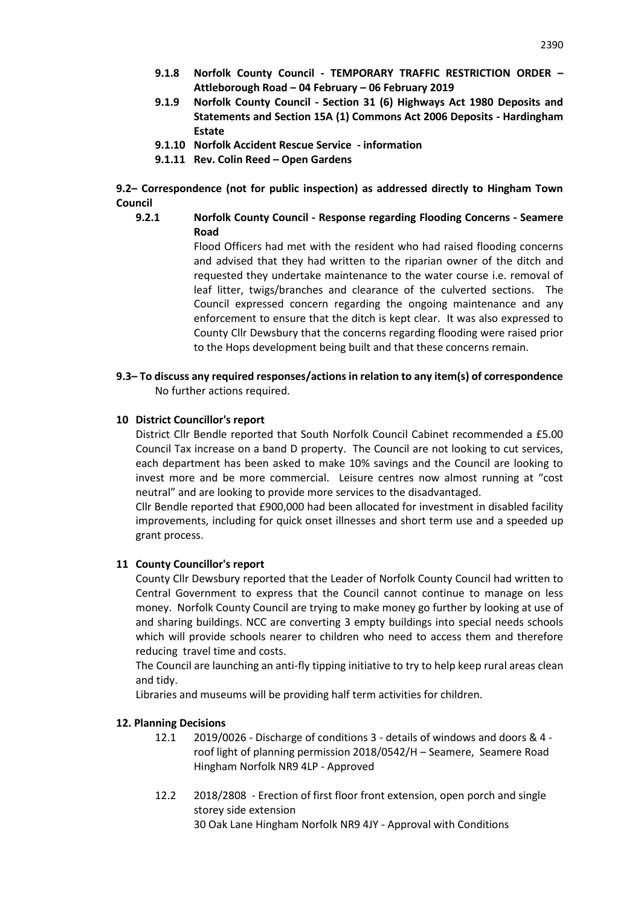- **9.1.8 Norfolk County Council - TEMPORARY TRAFFIC RESTRICTION ORDER – Attleborough Road – 04 February – 06 February 2019**
- **9.1.9 Norfolk County Council - Section 31 (6) Highways Act 1980 Deposits and Statements and Section 15A (1) Commons Act 2006 Deposits - Hardingham Estate**
- **9.1.10 Norfolk Accident Rescue Service - information**
- **9.1.11 Rev. Colin Reed – Open Gardens**

**9.2– Correspondence (not for public inspection) as addressed directly to Hingham Town Council**

**9.2.1 Norfolk County Council - Response regarding Flooding Concerns - Seamere Road**

Flood Officers had met with the resident who had raised flooding concerns and advised that they had written to the riparian owner of the ditch and requested they undertake maintenance to the water course i.e. removal of leaf litter, twigs/branches and clearance of the culverted sections. The Council expressed concern regarding the ongoing maintenance and any enforcement to ensure that the ditch is kept clear. It was also expressed to County Cllr Dewsbury that the concerns regarding flooding were raised prior to the Hops development being built and that these concerns remain.

**9.3– To discuss any required responses/actions in relation to any item(s) of correspondence**

No further actions required.

**10 District Councillor's report**

District Cllr Bendle reported that South Norfolk Council Cabinet recommended a £5.00 Council Tax increase on a band D property. The Council are not looking to cut services, each department has been asked to make 10% savings and the Council are looking to invest more and be more commercial. Leisure centres now almost running at "cost neutral" and are looking to provide more services to the disadvantaged.

Cllr Bendle reported that £900,000 had been allocated for investment in disabled facility improvements, including for quick onset illnesses and short term use and a speeded up grant process.

**11 County Councillor's report**

County Cllr Dewsbury reported that the Leader of Norfolk County Council had written to Central Government to express that the Council cannot continue to manage on less money. Norfolk County Council are trying to make money go further by looking at use of and sharing buildings. NCC are converting 3 empty buildings into special needs schools which will provide schools nearer to children who need to access them and therefore reducing travel time and costs.

The Council are launching an anti-fly tipping initiative to try to help keep rural areas clean and tidy.

Libraries and museums will be providing half term activities for children.

**12. Planning Decisions**

12.1 2019/0026 - Discharge of conditions 3 - details of windows and doors & 4 - roof light of planning permission 2018/0542/H – Seamere, Seamere Road Hingham Norfolk NR9 4LP - Approved

12.2 2018/2808 - Erection of first floor front extension, open porch and single storey side extension
30 Oak Lane Hingham Norfolk NR9 4JY - Approval with Conditions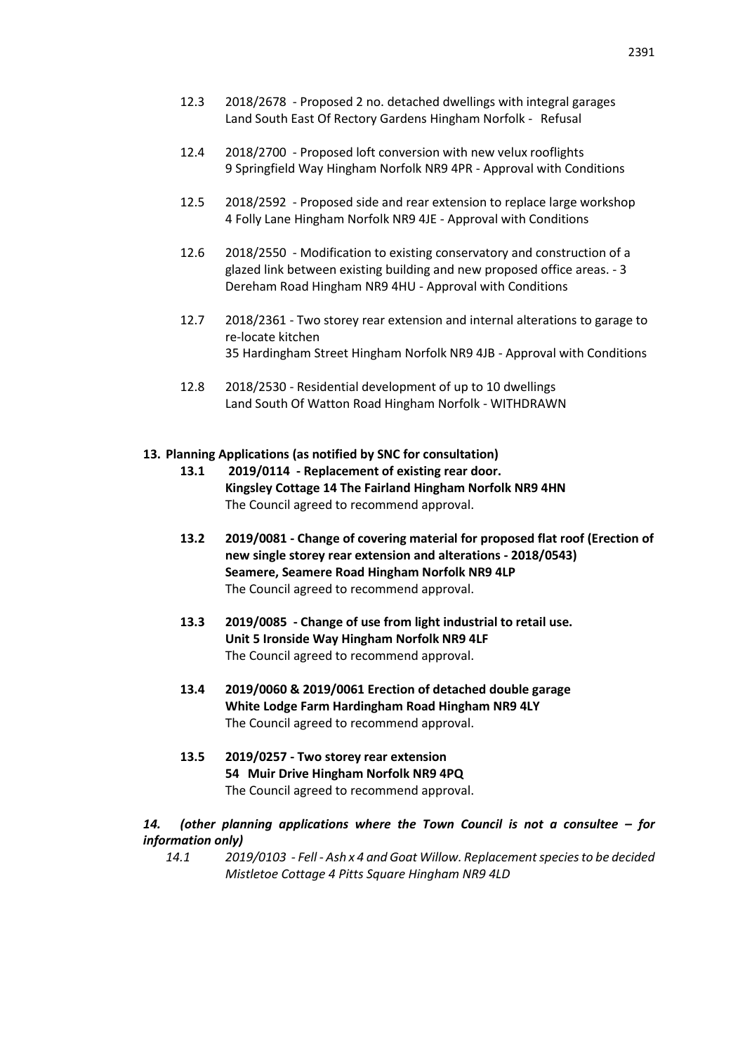12.3 2018/2678 - Proposed 2 no. detached dwellings with integral garages
Land South East Of Rectory Gardens Hingham Norfolk - Refusal

12.4 2018/2700 - Proposed loft conversion with new velux rooflights
9 Springfield Way Hingham Norfolk NR9 4PR - Approval with Conditions

12.5 2018/2592 - Proposed side and rear extension to replace large workshop
4 Folly Lane Hingham Norfolk NR9 4JE - Approval with Conditions

12.6 2018/2550 - Modification to existing conservatory and construction of a glazed link between existing building and new proposed office areas. - 3 Dereham Road Hingham NR9 4HU - Approval with Conditions

12.7 2018/2361 - Two storey rear extension and internal alterations to garage to re-locate kitchen
35 Hardingham Street Hingham Norfolk NR9 4JB - Approval with Conditions

12.8 2018/2530 - Residential development of up to 10 dwellings
Land South Of Watton Road Hingham Norfolk - WITHDRAWN

**13. Planning Applications (as notified by SNC for consultation)**

**13.1 2019/0114 - Replacement of existing rear door.**
**Kingsley Cottage 14 The Fairland Hingham Norfolk NR9 4HN**
The Council agreed to recommend approval.

**13.2 2019/0081 - Change of covering material for proposed flat roof (Erection of new single storey rear extension and alterations - 2018/0543)**
**Seamere, Seamere Road Hingham Norfolk NR9 4LP**
The Council agreed to recommend approval.

**13.3 2019/0085 - Change of use from light industrial to retail use.**
**Unit 5 Ironside Way Hingham Norfolk NR9 4LF**
The Council agreed to recommend approval.

**13.4 2019/0060 & 2019/0061 Erection of detached double garage**
**White Lodge Farm Hardingham Road Hingham NR9 4LY**
The Council agreed to recommend approval.

**13.5 2019/0257 - Two storey rear extension**
**54 Muir Drive Hingham Norfolk NR9 4PQ**
The Council agreed to recommend approval.

***14. (other planning applications where the Town Council is not a consultee – for information only)***

*14.1 2019/0103 - Fell - Ash x 4 and Goat Willow. Replacement species to be decided*
*Mistletoe Cottage 4 Pitts Square Hingham NR9 4LD*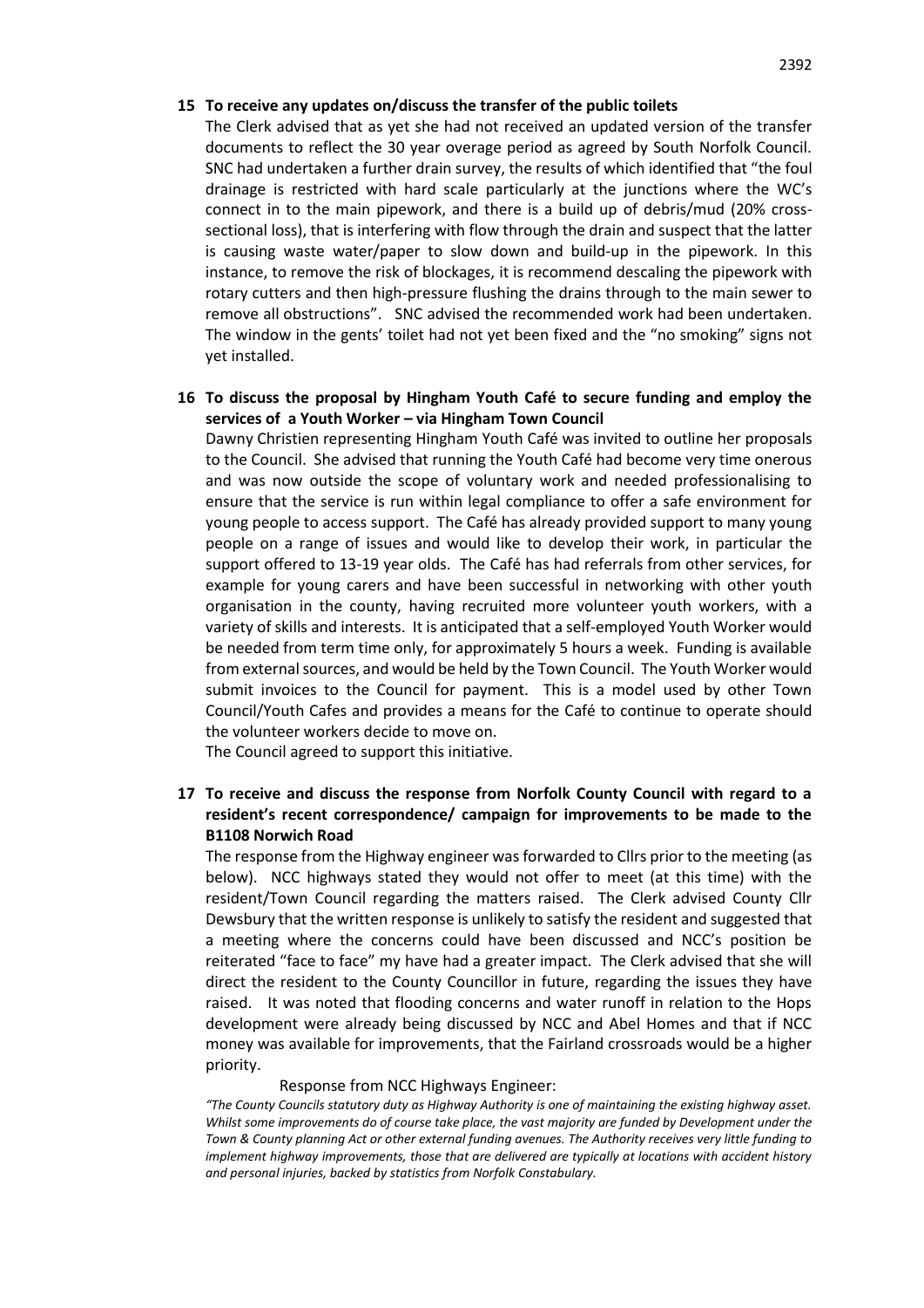**15 To receive any updates on/discuss the transfer of the public toilets**

The Clerk advised that as yet she had not received an updated version of the transfer documents to reflect the 30 year overage period as agreed by South Norfolk Council. SNC had undertaken a further drain survey, the results of which identified that "the foul drainage is restricted with hard scale particularly at the junctions where the WC's connect in to the main pipework, and there is a build up of debris/mud (20% cross-sectional loss), that is interfering with flow through the drain and suspect that the latter is causing waste water/paper to slow down and build-up in the pipework. In this instance, to remove the risk of blockages, it is recommend descaling the pipework with rotary cutters and then high-pressure flushing the drains through to the main sewer to remove all obstructions". SNC advised the recommended work had been undertaken. The window in the gents' toilet had not yet been fixed and the "no smoking" signs not yet installed.

**16 To discuss the proposal by Hingham Youth Café to secure funding and employ the services of a Youth Worker – via Hingham Town Council**

Dawny Christien representing Hingham Youth Café was invited to outline her proposals to the Council. She advised that running the Youth Café had become very time onerous and was now outside the scope of voluntary work and needed professionalising to ensure that the service is run within legal compliance to offer a safe environment for young people to access support. The Café has already provided support to many young people on a range of issues and would like to develop their work, in particular the support offered to 13-19 year olds. The Café has had referrals from other services, for example for young carers and have been successful in networking with other youth organisation in the county, having recruited more volunteer youth workers, with a variety of skills and interests. It is anticipated that a self-employed Youth Worker would be needed from term time only, for approximately 5 hours a week. Funding is available from external sources, and would be held by the Town Council. The Youth Worker would submit invoices to the Council for payment. This is a model used by other Town Council/Youth Cafes and provides a means for the Café to continue to operate should the volunteer workers decide to move on.

The Council agreed to support this initiative.

**17 To receive and discuss the response from Norfolk County Council with regard to a resident's recent correspondence/ campaign for improvements to be made to the B1108 Norwich Road**

The response from the Highway engineer was forwarded to Cllrs prior to the meeting (as below). NCC highways stated they would not offer to meet (at this time) with the resident/Town Council regarding the matters raised. The Clerk advised County Cllr Dewsbury that the written response is unlikely to satisfy the resident and suggested that a meeting where the concerns could have been discussed and NCC's position be reiterated "face to face" my have had a greater impact. The Clerk advised that she will direct the resident to the County Councillor in future, regarding the issues they have raised. It was noted that flooding concerns and water runoff in relation to the Hops development were already being discussed by NCC and Abel Homes and that if NCC money was available for improvements, that the Fairland crossroads would be a higher priority.

Response from NCC Highways Engineer:

*"The County Councils statutory duty as Highway Authority is one of maintaining the existing highway asset. Whilst some improvements do of course take place, the vast majority are funded by Development under the Town & County planning Act or other external funding avenues. The Authority receives very little funding to implement highway improvements, those that are delivered are typically at locations with accident history and personal injuries, backed by statistics from Norfolk Constabulary.*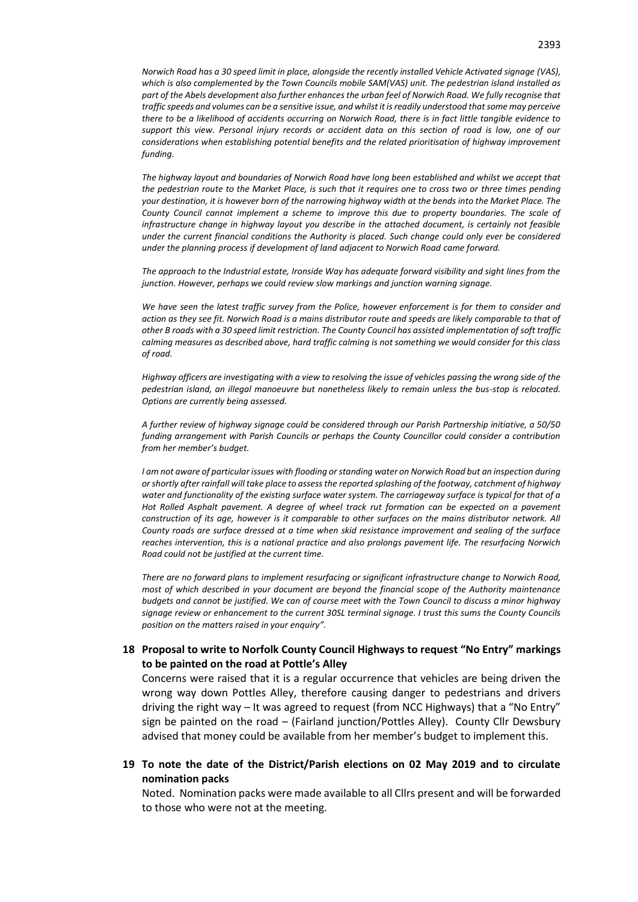*Norwich Road has a 30 speed limit in place, alongside the recently installed Vehicle Activated signage (VAS), which is also complemented by the Town Councils mobile SAM(VAS) unit. The pedestrian island installed as part of the Abels development also further enhances the urban feel of Norwich Road. We fully recognise that traffic speeds and volumes can be a sensitive issue, and whilst it is readily understood that some may perceive there to be a likelihood of accidents occurring on Norwich Road, there is in fact little tangible evidence to support this view. Personal injury records or accident data on this section of road is low, one of our considerations when establishing potential benefits and the related prioritisation of highway improvement funding.*

*The highway layout and boundaries of Norwich Road have long been established and whilst we accept that the pedestrian route to the Market Place, is such that it requires one to cross two or three times pending your destination, it is however born of the narrowing highway width at the bends into the Market Place. The County Council cannot implement a scheme to improve this due to property boundaries. The scale of infrastructure change in highway layout you describe in the attached document, is certainly not feasible under the current financial conditions the Authority is placed. Such change could only ever be considered under the planning process if development of land adjacent to Norwich Road came forward.*

*The approach to the Industrial estate, Ironside Way has adequate forward visibility and sight lines from the junction. However, perhaps we could review slow markings and junction warning signage.*

*We have seen the latest traffic survey from the Police, however enforcement is for them to consider and action as they see fit. Norwich Road is a mains distributor route and speeds are likely comparable to that of other B roads with a 30 speed limit restriction. The County Council has assisted implementation of soft traffic calming measures as described above, hard traffic calming is not something we would consider for this class of road.*

*Highway officers are investigating with a view to resolving the issue of vehicles passing the wrong side of the pedestrian island, an illegal manoeuvre but nonetheless likely to remain unless the bus-stop is relocated. Options are currently being assessed.*

*A further review of highway signage could be considered through our Parish Partnership initiative, a 50/50 funding arrangement with Parish Councils or perhaps the County Councillor could consider a contribution from her member's budget.*

*I am not aware of particular issues with flooding or standing water on Norwich Road but an inspection during or shortly after rainfall will take place to assess the reported splashing of the footway, catchment of highway water and functionality of the existing surface water system. The carriageway surface is typical for that of a Hot Rolled Asphalt pavement. A degree of wheel track rut formation can be expected on a pavement construction of its age, however is it comparable to other surfaces on the mains distributor network. All County roads are surface dressed at a time when skid resistance improvement and sealing of the surface reaches intervention, this is a national practice and also prolongs pavement life. The resurfacing Norwich Road could not be justified at the current time.*

*There are no forward plans to implement resurfacing or significant infrastructure change to Norwich Road, most of which described in your document are beyond the financial scope of the Authority maintenance budgets and cannot be justified. We can of course meet with the Town Council to discuss a minor highway signage review or enhancement to the current 30SL terminal signage. I trust this sums the County Councils position on the matters raised in your enquiry".*

## 18 Proposal to write to Norfolk County Council Highways to request "No Entry" markings to be painted on the road at Pottle's Alley

Concerns were raised that it is a regular occurrence that vehicles are being driven the wrong way down Pottles Alley, therefore causing danger to pedestrians and drivers driving the right way – It was agreed to request (from NCC Highways) that a "No Entry" sign be painted on the road – (Fairland junction/Pottles Alley). County Cllr Dewsbury advised that money could be available from her member's budget to implement this.

## 19 To note the date of the District/Parish elections on 02 May 2019 and to circulate nomination packs

Noted. Nomination packs were made available to all Cllrs present and will be forwarded to those who were not at the meeting.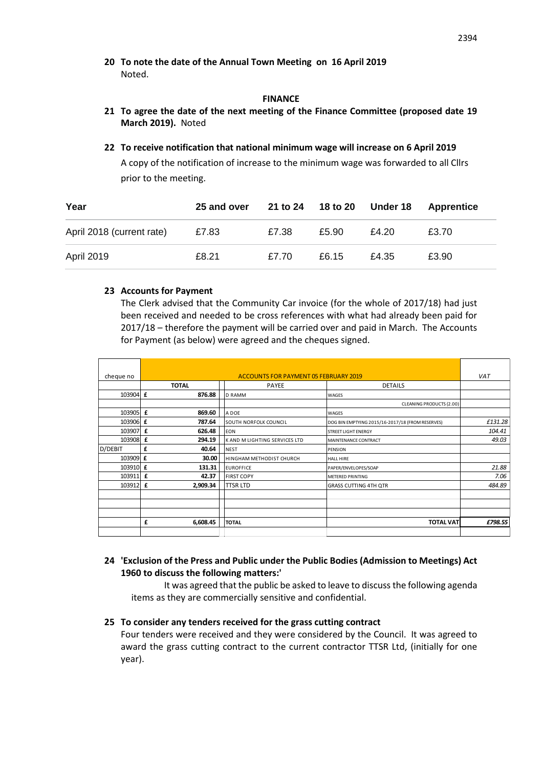**20 To note the date of the Annual Town Meeting on 16 April 2019**
Noted.

**FINANCE**

**21 To agree the date of the next meeting of the Finance Committee (proposed date 19 March 2019).** Noted

**22 To receive notification that national minimum wage will increase on 6 April 2019**

A copy of the notification of increase to the minimum wage was forwarded to all Cllrs prior to the meeting.

| Year | 25 and over | 21 to 24 | 18 to 20 | Under 18 | Apprentice |
|---|---|---|---|---|---|
| April 2018 (current rate) | £7.83 | £7.38 | £5.90 | £4.20 | £3.70 |
| April 2019 | £8.21 | £7.70 | £6.15 | £4.35 | £3.90 |

**23 Accounts for Payment**

The Clerk advised that the Community Car invoice (for the whole of 2017/18) had just been received and needed to be cross references with what had already been paid for 2017/18 – therefore the payment will be carried over and paid in March. The Accounts for Payment (as below) were agreed and the cheques signed.

| cheque no | ACCOUNTS FOR PAYMENT 05 FEBRUARY 2019 | | | | VAT |
|---|---|---|---|---|---|
| | TOTAL | | PAYEE | DETAILS | |
| 103904 | £ | 876.88 | D RAMM | WAGES | |
| | | | | CLEANING PRODUCTS (2.00) | |
| 103905 | £ | 869.60 | A DOE | WAGES | |
| 103906 | £ | 787.64 | SOUTH NORFOLK COUNCIL | DOG BIN EMPTYING 2015/16-2017/18 (FROM RESERVES) | £131.28 |
| 103907 | £ | 626.48 | EON | STREET LIGHT ENERGY | 104.41 |
| 103908 | £ | 294.19 | K AND M LIGHTING SERVICES LTD | MAINTENANCE CONTRACT | 49.03 |
| D/DEBIT | £ | 40.64 | NEST | PENSION | |
| 103909 | £ | 30.00 | HINGHAM METHODIST CHURCH | HALL HIRE | |
| 103910 | £ | 131.31 | EUROFFICE | PAPER/ENVELOPES/SOAP | 21.88 |
| 103911 | £ | 42.37 | FIRST COPY | METERED PRINTING | 7.06 |
| 103912 | £ | 2,909.34 | TTSR LTD | GRASS CUTTING 4TH QTR | 484.89 |
| | £ | 6,608.45 | TOTAL | TOTAL VAT | £798.55 |

**24 'Exclusion of the Press and Public under the Public Bodies (Admission to Meetings) Act 1960 to discuss the following matters:'**

It was agreed that the public be asked to leave to discuss the following agenda items as they are commercially sensitive and confidential.

**25 To consider any tenders received for the grass cutting contract**

Four tenders were received and they were considered by the Council. It was agreed to award the grass cutting contract to the current contractor TTSR Ltd, (initially for one year).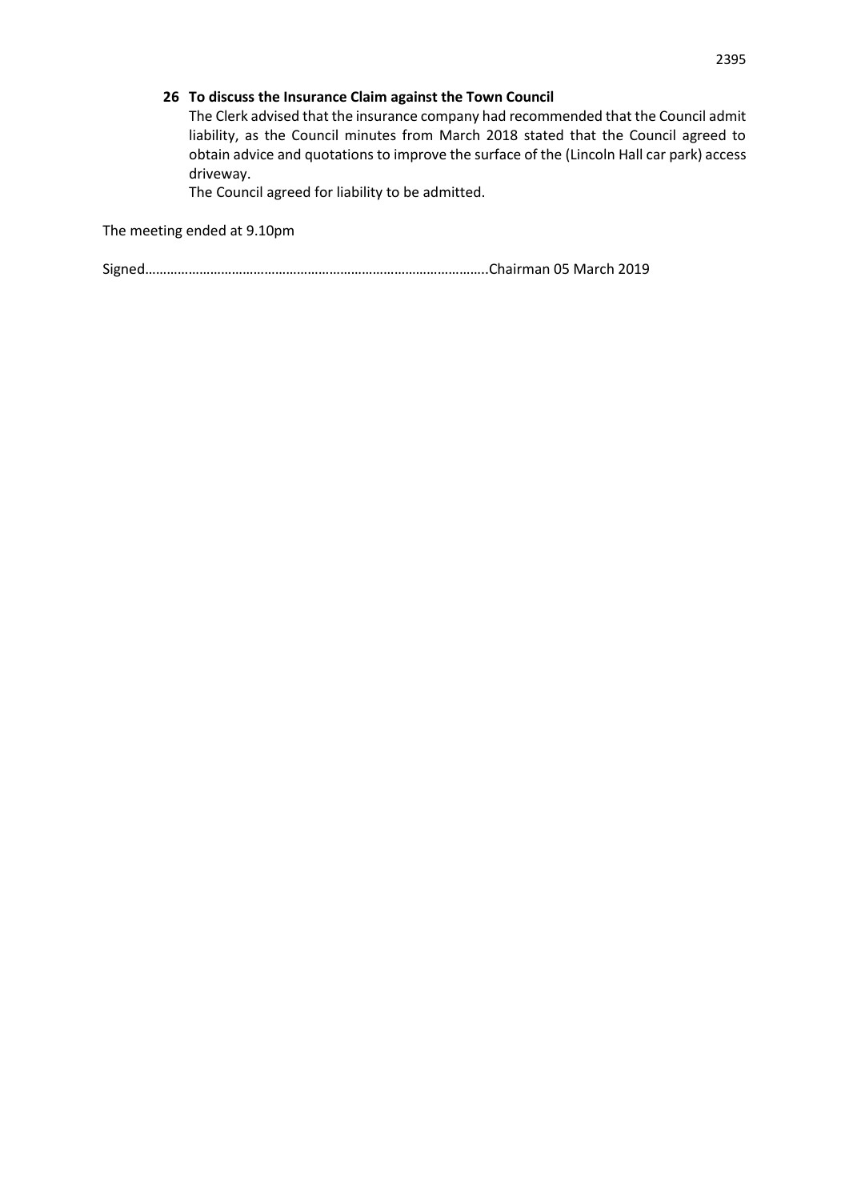**26 To discuss the Insurance Claim against the Town Council**

The Clerk advised that the insurance company had recommended that the Council admit liability, as the Council minutes from March 2018 stated that the Council agreed to obtain advice and quotations to improve the surface of the (Lincoln Hall car park) access driveway.

The Council agreed for liability to be admitted.

The meeting ended at 9.10pm

Signed…………………………………………………………………………………..Chairman 05 March 2019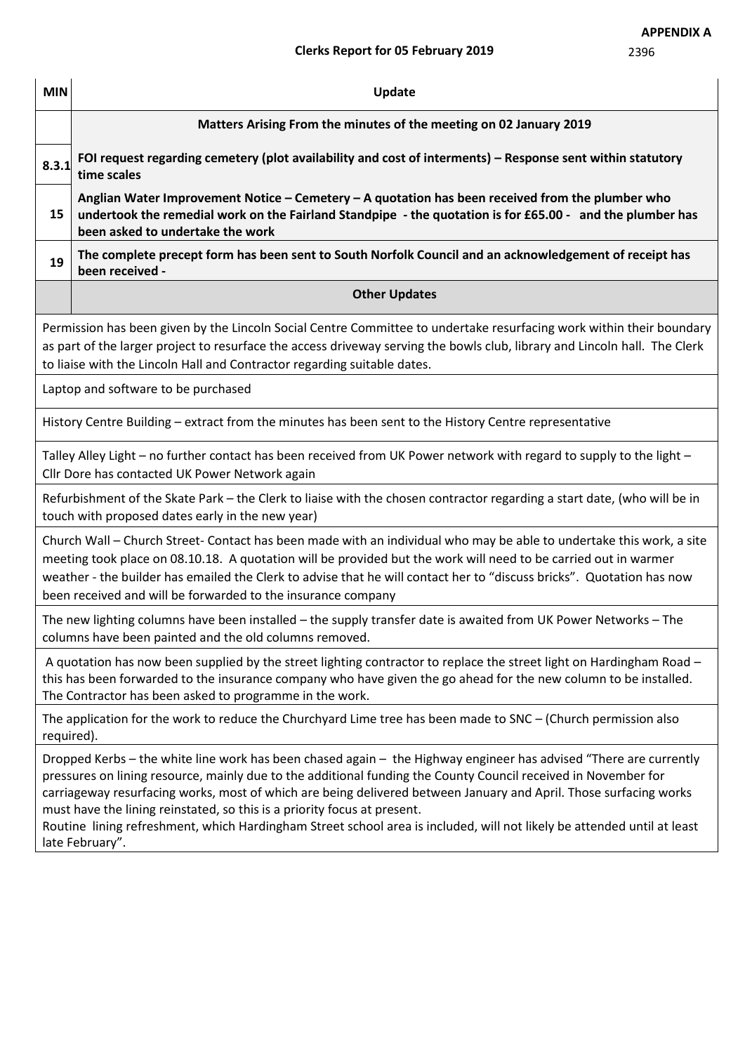**APPENDIX A**

**Clerks Report for 05 February 2019**

| MIN | Update |
|---|---|
| | **Matters Arising From the minutes of the meeting on 02 January 2019** |
| **8.3.1** | **FOI request regarding cemetery (plot availability and cost of interments) – Response sent within statutory time scales** |
| **15** | **Anglian Water Improvement Notice – Cemetery – A quotation has been received from the plumber who undertook the remedial work on the Fairland Standpipe - the quotation is for £65.00 - and the plumber has been asked to undertake the work** |
| **19** | **The complete precept form has been sent to South Norfolk Council and an acknowledgement of receipt has been received -** |
| | **Other Updates** |
| Permission has been given by the Lincoln Social Centre Committee to undertake resurfacing work within their boundary as part of the larger project to resurface the access driveway serving the bowls club, library and Lincoln hall. The Clerk to liaise with the Lincoln Hall and Contractor regarding suitable dates. | |
| Laptop and software to be purchased | |
| History Centre Building – extract from the minutes has been sent to the History Centre representative | |
| Talley Alley Light – no further contact has been received from UK Power network with regard to supply to the light – Cllr Dore has contacted UK Power Network again | |
| Refurbishment of the Skate Park – the Clerk to liaise with the chosen contractor regarding a start date, (who will be in touch with proposed dates early in the new year) | |
| Church Wall – Church Street- Contact has been made with an individual who may be able to undertake this work, a site meeting took place on 08.10.18. A quotation will be provided but the work will need to be carried out in warmer weather - the builder has emailed the Clerk to advise that he will contact her to "discuss bricks". Quotation has now been received and will be forwarded to the insurance company | |
| The new lighting columns have been installed – the supply transfer date is awaited from UK Power Networks – The columns have been painted and the old columns removed. | |
| A quotation has now been supplied by the street lighting contractor to replace the street light on Hardingham Road – this has been forwarded to the insurance company who have given the go ahead for the new column to be installed. The Contractor has been asked to programme in the work. | |
| The application for the work to reduce the Churchyard Lime tree has been made to SNC – (Church permission also required). | |
| Dropped Kerbs – the white line work has been chased again – the Highway engineer has advised "There are currently pressures on lining resource, mainly due to the additional funding the County Council received in November for carriageway resurfacing works, most of which are being delivered between January and April. Those surfacing works must have the lining reinstated, so this is a priority focus at present. Routine lining refreshment, which Hardingham Street school area is included, will not likely be attended until at least late February". | |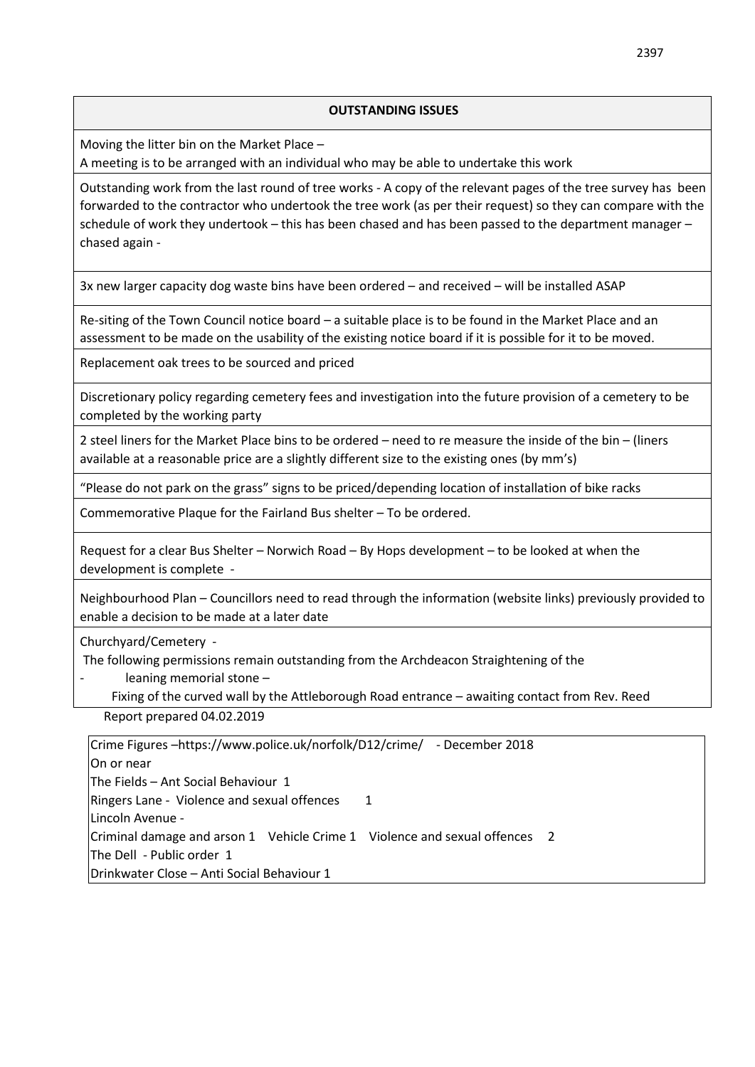**OUTSTANDING ISSUES**

Moving the litter bin on the Market Place –
A meeting is to be arranged with an individual who may be able to undertake this work

Outstanding work from the last round of tree works - A copy of the relevant pages of the tree survey has been forwarded to the contractor who undertook the tree work (as per their request) so they can compare with the schedule of work they undertook – this has been chased and has been passed to the department manager – chased again -

3x new larger capacity dog waste bins have been ordered – and received – will be installed ASAP

Re-siting of the Town Council notice board – a suitable place is to be found in the Market Place and an assessment to be made on the usability of the existing notice board if it is possible for it to be moved.

Replacement oak trees to be sourced and priced

Discretionary policy regarding cemetery fees and investigation into the future provision of a cemetery to be completed by the working party

2 steel liners for the Market Place bins to be ordered – need to re measure the inside of the bin – (liners available at a reasonable price are a slightly different size to the existing ones (by mm's)

"Please do not park on the grass" signs to be priced/depending location of installation of bike racks

Commemorative Plaque for the Fairland Bus shelter – To be ordered.

Request for a clear Bus Shelter – Norwich Road – By Hops development – to be looked at when the development is complete -

Neighbourhood Plan – Councillors need to read through the information (website links) previously provided to enable a decision to be made at a later date

Churchyard/Cemetery -
The following permissions remain outstanding from the Archdeacon Straightening of the
- leaning memorial stone –
Fixing of the curved wall by the Attleborough Road entrance – awaiting contact from Rev. Reed

Report prepared 04.02.2019

Crime Figures –https://www.police.uk/norfolk/D12/crime/ - December 2018
On or near
The Fields – Ant Social Behaviour 1
Ringers Lane - Violence and sexual offences 1
Lincoln Avenue -
Criminal damage and arson 1 Vehicle Crime 1 Violence and sexual offences 2
The Dell - Public order 1
Drinkwater Close – Anti Social Behaviour 1